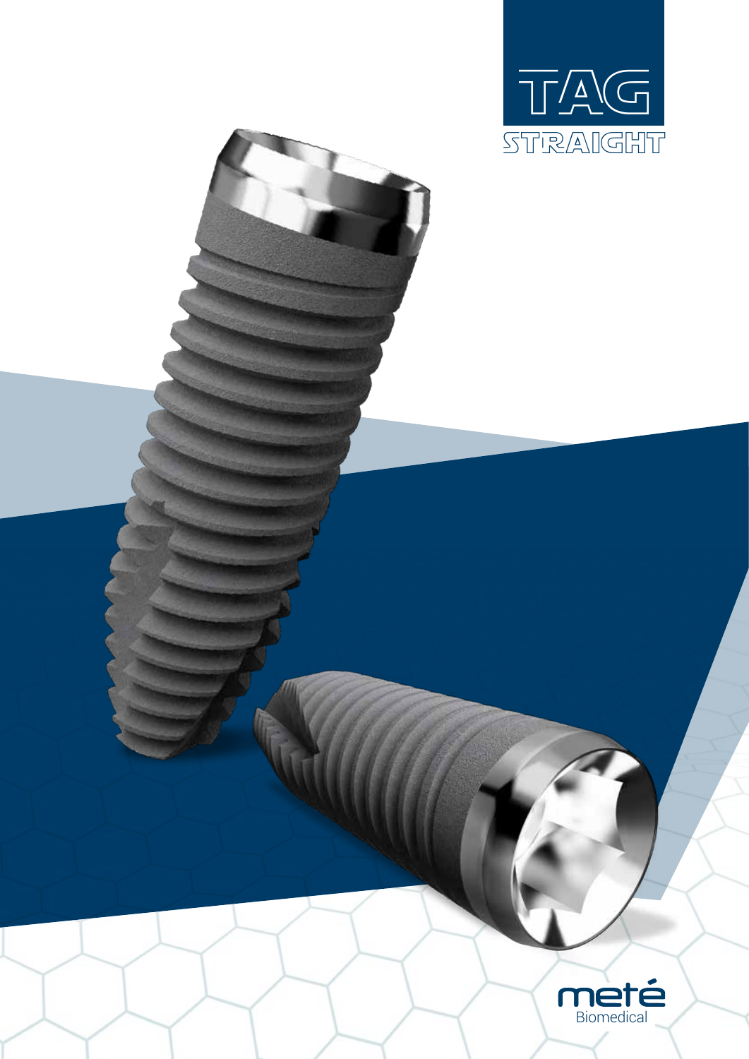# TAG

## STRAIGHT

meté

Biomedical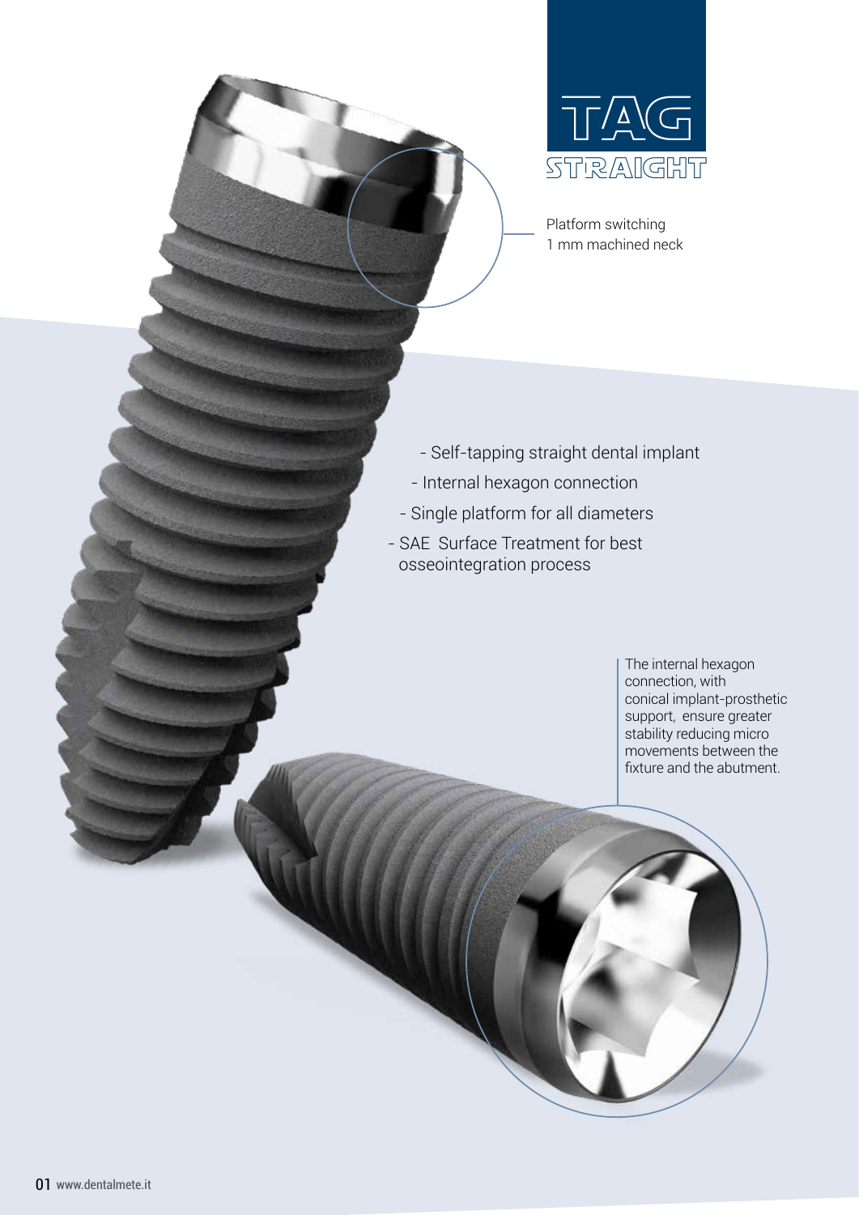# TAG STRAIGHT

Platform switching
1 mm machined neck

- Self-tapping straight dental implant
- Internal hexagon connection
- Single platform for all diameters
- SAE  Surface Treatment for best osseointegration process

The internal hexagon connection, with conical implant-prosthetic support,  ensure greater stability reducing micro movements between the fixture and the abutment.

www.dentalmete.it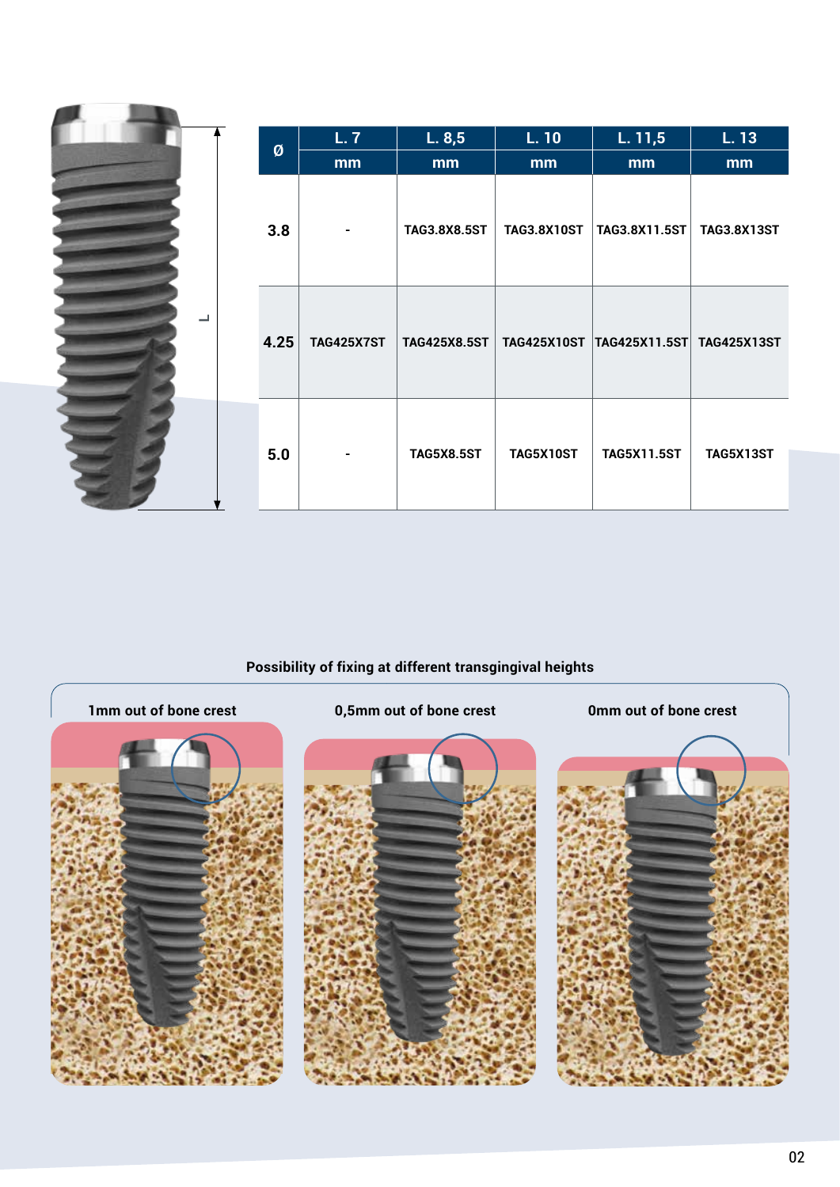| Ø | L. 7 mm | L. 8,5 mm | L. 10 mm | L. 11,5 mm | L. 13 mm |
|---|---|---|---|---|---|
| 3.8 | - | TAG3.8X8.5ST | TAG3.8X10ST | TAG3.8X11.5ST | TAG3.8X13ST |
| 4.25 | TAG425X7ST | TAG425X8.5ST | TAG425X10ST | TAG425X11.5ST | TAG425X13ST |
| 5.0 | - | TAG5X8.5ST | TAG5X10ST | TAG5X11.5ST | TAG5X13ST |

**Possibility of fixing at different transgingival heights**

**1mm out of bone crest**

**0,5mm out of bone crest**

**0mm out of bone crest**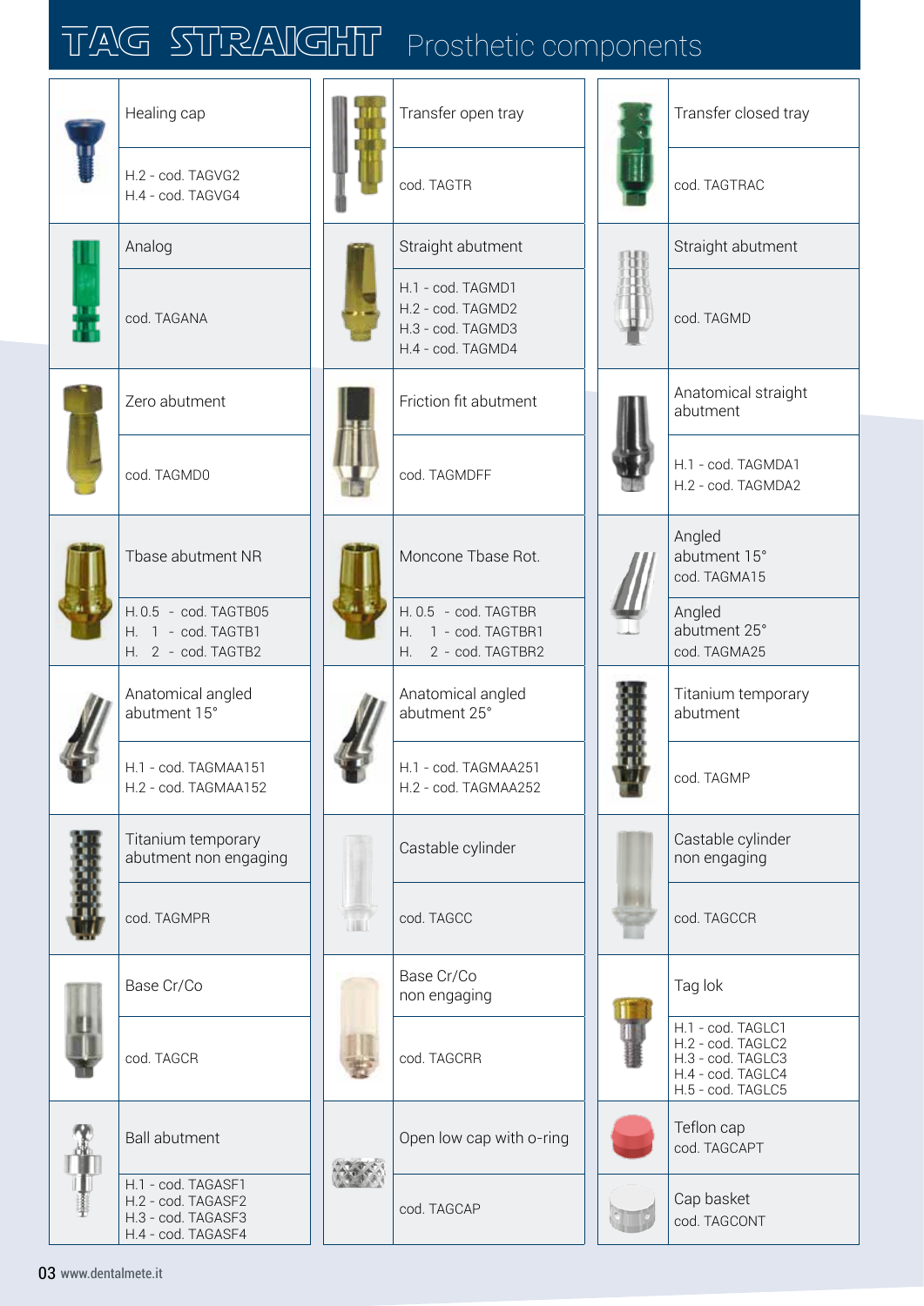# TAG STRAIGHT Prosthetic components

| Component | Code |
|---|---|
| Healing cap | H.2 - cod. TAGVG2<br>H.4 - cod. TAGVG4 |
| Transfer open tray | cod. TAGTR |
| Transfer closed tray | cod. TAGTRAC |
| Analog | cod. TAGANA |
| Straight abutment | H.1 - cod. TAGMD1<br>H.2 - cod. TAGMD2<br>H.3 - cod. TAGMD3<br>H.4 - cod. TAGMD4 |
| Straight abutment | cod. TAGMD |
| Zero abutment | cod. TAGMD0 |
| Friction fit abutment | cod. TAGMDFF |
| Anatomical straight abutment | H.1 - cod. TAGMDA1<br>H.2 - cod. TAGMDA2 |
| Tbase abutment NR | H. 0.5 - cod. TAGTB05<br>H. 1 - cod. TAGTB1<br>H. 2 - cod. TAGTB2 |
| Moncone Tbase Rot. | H. 0.5 - cod. TAGTBR<br>H. 1 - cod. TAGTBR1<br>H. 2 - cod. TAGTBR2 |
| Angled abutment 15° | cod. TAGMA15 |
| Angled abutment 25° | cod. TAGMA25 |
| Anatomical angled abutment 15° | H.1 - cod. TAGMAA151<br>H.2 - cod. TAGMAA152 |
| Anatomical angled abutment 25° | H.1 - cod. TAGMAA251<br>H.2 - cod. TAGMAA252 |
| Titanium temporary abutment | cod. TAGMP |
| Titanium temporary abutment non engaging | cod. TAGMPR |
| Castable cylinder | cod. TAGCC |
| Castable cylinder non engaging | cod. TAGCCR |
| Base Cr/Co | cod. TAGCR |
| Base Cr/Co non engaging | cod. TAGCRR |
| Tag lok | H.1 - cod. TAGLC1<br>H.2 - cod. TAGLC2<br>H.3 - cod. TAGLC3<br>H.4 - cod. TAGLC4<br>H.5 - cod. TAGLC5 |
| Ball abutment | H.1 - cod. TAGASF1<br>H.2 - cod. TAGASF2<br>H.3 - cod. TAGASF3<br>H.4 - cod. TAGASF4 |
| Open low cap with o-ring | cod. TAGCAP |
| Teflon cap | cod. TAGCAPT |
| Cap basket | cod. TAGCONT |

www.dentalmete.it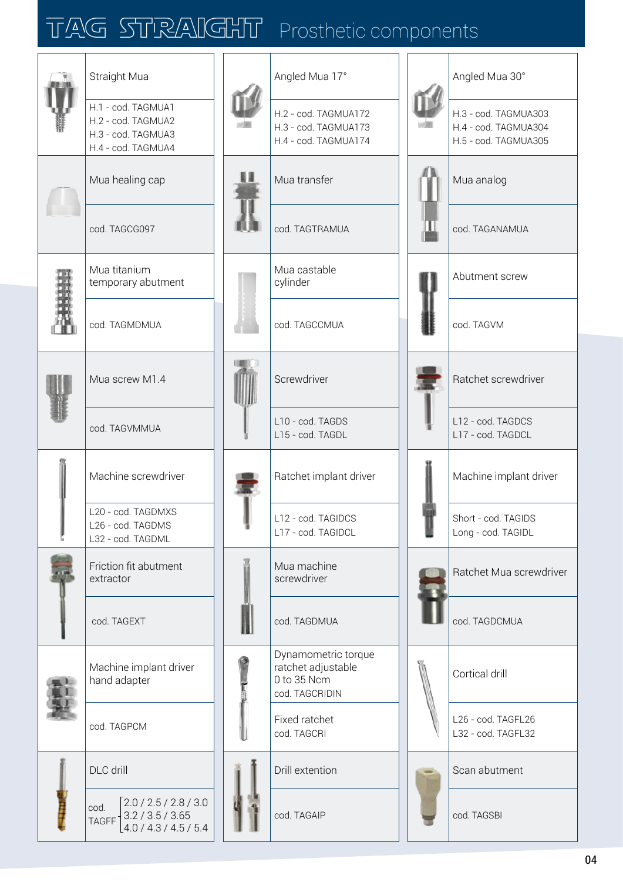# TAG STRAIGHT Prosthetic components

| Component | Codes |
|---|---|
| Straight Mua | H.1 - cod. TAGMUA1<br>H.2 - cod. TAGMUA2<br>H.3 - cod. TAGMUA3<br>H.4 - cod. TAGMUA4 |
| Angled Mua 17° | H.2 - cod. TAGMUA172<br>H.3 - cod. TAGMUA173<br>H.4 - cod. TAGMUA174 |
| Angled Mua 30° | H.3 - cod. TAGMUA303<br>H.4 - cod. TAGMUA304<br>H.5 - cod. TAGMUA305 |
| Mua healing cap | cod. TAGCG097 |
| Mua transfer | cod. TAGTRAMUA |
| Mua analog | cod. TAGANAMUA |
| Mua titanium temporary abutment | cod. TAGMDMUA |
| Mua castable cylinder | cod. TAGCCMUA |
| Abutment screw | cod. TAGVM |
| Mua screw M1.4 | cod. TAGVMMUA |
| Screwdriver | L10 - cod. TAGDS<br>L15 - cod. TAGDL |
| Ratchet screwdriver | L12 - cod. TAGDCS<br>L17 - cod. TAGDCL |
| Machine screwdriver | L20 - cod. TAGDMXS<br>L26 - cod. TAGDMS<br>L32 - cod. TAGDML |
| Ratchet implant driver | L12 - cod. TAGIDCS<br>L17 - cod. TAGIDCL |
| Machine implant driver | Short - cod. TAGIDS<br>Long - cod. TAGIDL |
| Friction fit abutment extractor | cod. TAGEXT |
| Mua machine screwdriver | cod. TAGDMUA |
| Ratchet Mua screwdriver | cod. TAGDCMUA |
| Machine implant driver hand adapter | cod. TAGPCM |
| Dynamometric torque ratchet adjustable 0 to 35 Ncm | cod. TAGCRIDIN |
| Fixed ratchet | cod. TAGCRI |
| Cortical drill | L26 - cod. TAGFL26<br>L32 - cod. TAGFL32 |
| DLC drill | cod. TAGFF 2.0 / 2.5 / 2.8 / 3.0<br>3.2 / 3.5 / 3.65<br>4.0 / 4.3 / 4.5 / 5.4 |
| Drill extention | cod. TAGAIP |
| Scan abutment | cod. TAGSBI |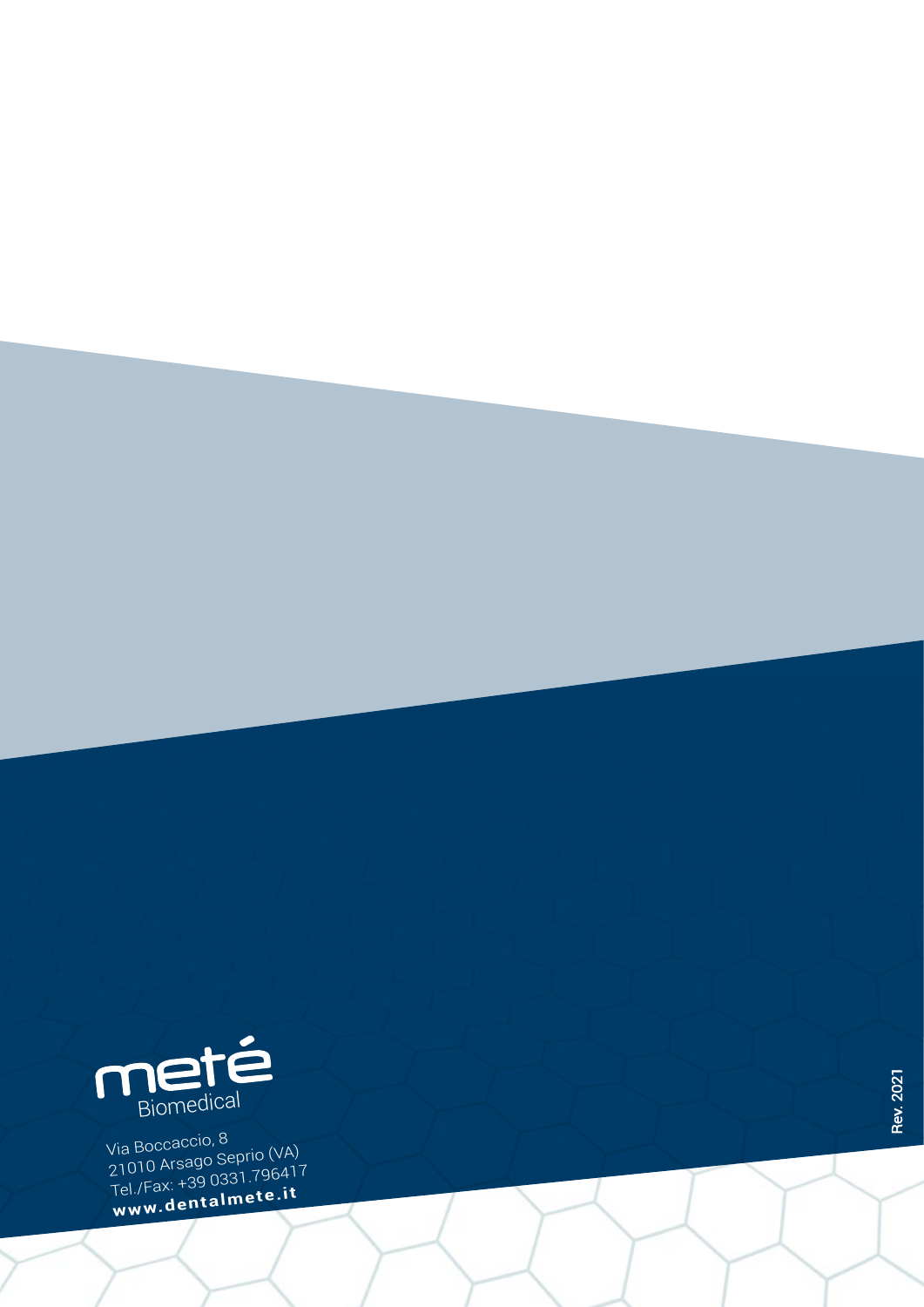meté
Biomedical

Via Boccaccio, 8
21010 Arsago Seprio (VA)
Tel./Fax: +39 0331.796417
**www.dentalmete.it**

**Rev. 2021**